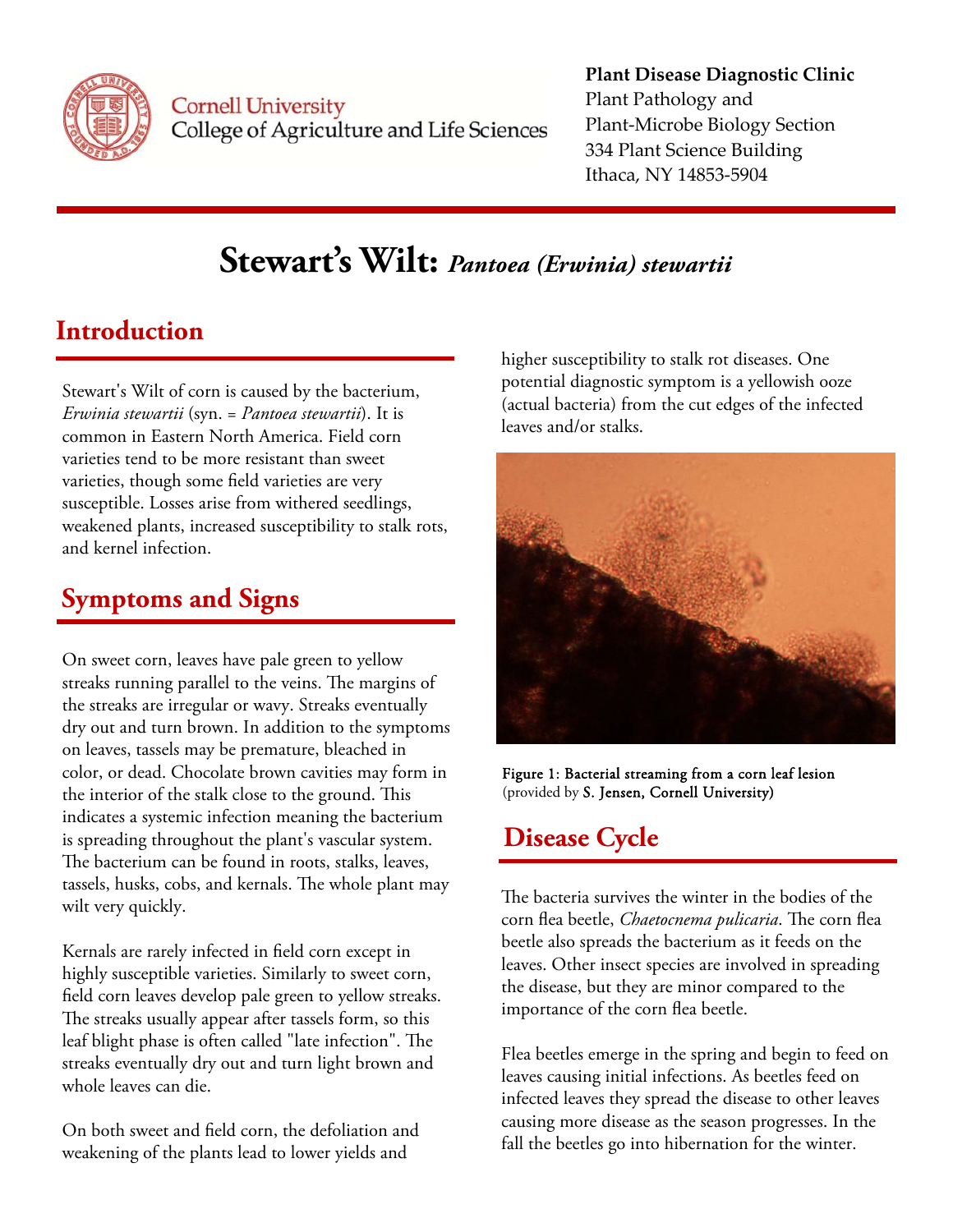Cornell University
College of Agriculture and Life Sciences

**Plant Disease Diagnostic Clinic**
Plant Pathology and
Plant-Microbe Biology Section
334 Plant Science Building
Ithaca, NY 14853-5904

# Stewart's Wilt: *Pantoea (Erwinia) stewartii*

## Introduction

Stewart's Wilt of corn is caused by the bacterium, *Erwinia stewartii* (syn. = *Pantoea stewartii*). It is common in Eastern North America. Field corn varieties tend to be more resistant than sweet varieties, though some field varieties are very susceptible. Losses arise from withered seedlings, weakened plants, increased susceptibility to stalk rots, and kernel infection.

## Symptoms and Signs

On sweet corn, leaves have pale green to yellow streaks running parallel to the veins. The margins of the streaks are irregular or wavy. Streaks eventually dry out and turn brown. In addition to the symptoms on leaves, tassels may be premature, bleached in color, or dead. Chocolate brown cavities may form in the interior of the stalk close to the ground. This indicates a systemic infection meaning the bacterium is spreading throughout the plant's vascular system. The bacterium can be found in roots, stalks, leaves, tassels, husks, cobs, and kernals. The whole plant may wilt very quickly.

Kernals are rarely infected in field corn except in highly susceptible varieties. Similarly to sweet corn, field corn leaves develop pale green to yellow streaks. The streaks usually appear after tassels form, so this leaf blight phase is often called "late infection". The streaks eventually dry out and turn light brown and whole leaves can die.

On both sweet and field corn, the defoliation and weakening of the plants lead to lower yields and higher susceptibility to stalk rot diseases. One potential diagnostic symptom is a yellowish ooze (actual bacteria) from the cut edges of the infected leaves and/or stalks.

Figure 1: Bacterial streaming from a corn leaf lesion (provided by S. Jensen, Cornell University)

## Disease Cycle

The bacteria survives the winter in the bodies of the corn flea beetle, *Chaetocnema pulicaria*. The corn flea beetle also spreads the bacterium as it feeds on the leaves. Other insect species are involved in spreading the disease, but they are minor compared to the importance of the corn flea beetle.

Flea beetles emerge in the spring and begin to feed on leaves causing initial infections. As beetles feed on infected leaves they spread the disease to other leaves causing more disease as the season progresses. In the fall the beetles go into hibernation for the winter.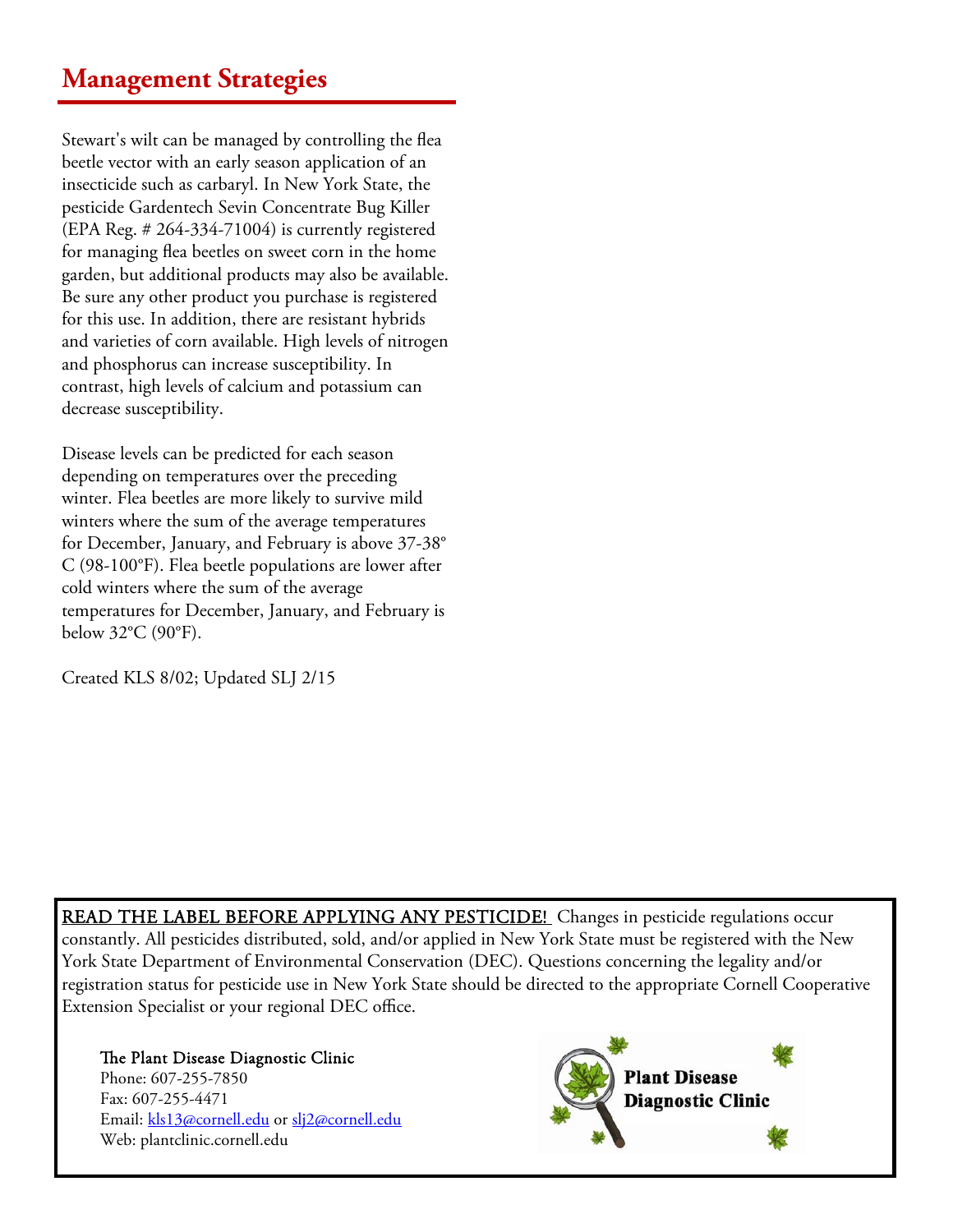## Management Strategies

Stewart's wilt can be managed by controlling the flea beetle vector with an early season application of an insecticide such as carbaryl. In New York State, the pesticide Gardentech Sevin Concentrate Bug Killer (EPA Reg. # 264-334-71004) is currently registered for managing flea beetles on sweet corn in the home garden, but additional products may also be available. Be sure any other product you purchase is registered for this use. In addition, there are resistant hybrids and varieties of corn available. High levels of nitrogen and phosphorus can increase susceptibility. In contrast, high levels of calcium and potassium can decrease susceptibility.

Disease levels can be predicted for each season depending on temperatures over the preceding winter. Flea beetles are more likely to survive mild winters where the sum of the average temperatures for December, January, and February is above 37-38° C (98-100°F). Flea beetle populations are lower after cold winters where the sum of the average temperatures for December, January, and February is below 32°C (90°F).

Created KLS 8/02; Updated SLJ 2/15

READ THE LABEL BEFORE APPLYING ANY PESTICIDE! Changes in pesticide regulations occur constantly. All pesticides distributed, sold, and/or applied in New York State must be registered with the New York State Department of Environmental Conservation (DEC). Questions concerning the legality and/or registration status for pesticide use in New York State should be directed to the appropriate Cornell Cooperative Extension Specialist or your regional DEC office.

The Plant Disease Diagnostic Clinic
Phone: 607-255-7850
Fax: 607-255-4471
Email: kls13@cornell.edu or slj2@cornell.edu
Web: plantclinic.cornell.edu

Plant Disease Diagnostic Clinic